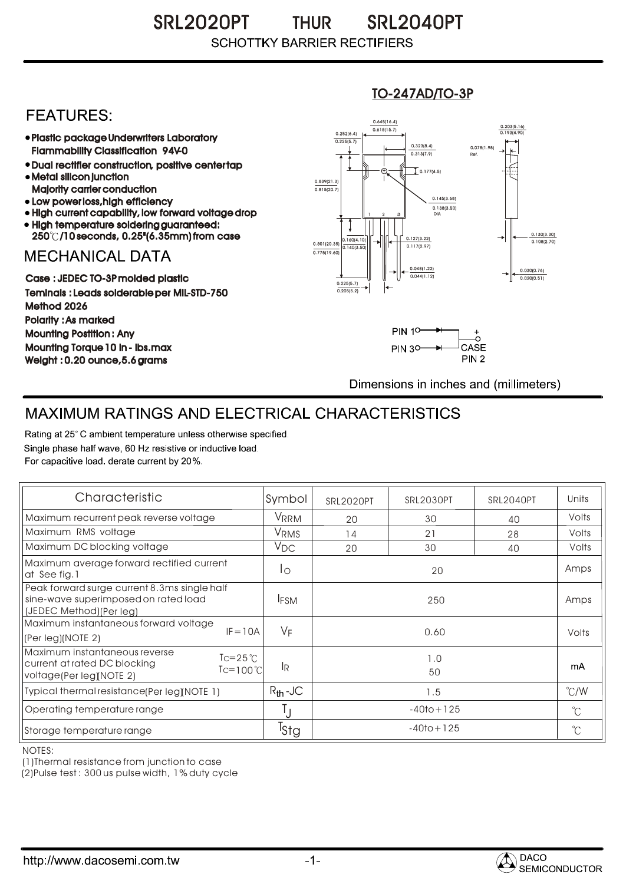# SRL2020PT THUR SRL2040PT

SCHOTTKY BARRIER RECTIFIERS

## FEATURES:

- Plastic package Underwriters Laboratory Flammability Classification 94V-0
- Dual rectifier construction, positive center tap
- Metal silicon junction Majority carrier conduction
- Low power loss, high efficiency
- High current capability, low forward voltage drop
- High temperature soldering guaranteed: 250℃/10 seconds, 0.25"(6.35mm) from case

## MECHANICAL DATA

Case : JEDEC TO-3P molded plastic
Teminals : Leads solderable per MIL-STD-750 Method 2026
Polarity : As marked
Mounting Postition : Any
Mounting Torque 10 in - lbs.max
Weight : 0.20 ounce, 5.6 grams

TO-247AD/TO-3P

PIN 1, PIN 3, + CASE PIN 2

Dimensions in inches and (millimeters)

## MAXIMUM RATINGS AND ELECTRICAL CHARACTERISTICS

Rating at 25° C ambient temperature unless otherwise specified.
Single phase half wave, 60 Hz resistive or inductive load.
For capacitive load. derate current by 20%.

| Characteristic | | Symbol | SRL2020PT | SRL2030PT | SRL2040PT | Units |
|---|---|---|---|---|---|---|
| Maximum recurrent peak reverse voltage | | $V_{RRM}$ | 20 | 30 | 40 | Volts |
| Maximum RMS voltage | | $V_{RMS}$ | 14 | 21 | 28 | Volts |
| Maximum DC blocking voltage | | $V_{DC}$ | 20 | 30 | 40 | Volts |
| Maximum average forward rectified current at See fig.1 | | $I_O$ | 20 | | | Amps |
| Peak forward surge current 8.3ms single half sine-wave superimposed on rated load (JEDEC Method)(Per leg) | | $I_{FSM}$ | 250 | | | Amps |
| Maximum instantaneous forward voltage (Per leg)(NOTE 2) | IF=10A | $V_F$ | 0.60 | | | Volts |
| Maximum instantaneous reverse current at rated DC blocking voltage(Per leg)(NOTE 2) | Tc=25℃<br>Tc=100℃ | $I_R$ | 1.0<br>50 | | | mA |
| Typical thermal resistance(Per leg)(NOTE 1) | | $R_{th}$-JC | 1.5 | | | ℃/W |
| Operating temperature range | | $T_J$ | -40to+125 | | | ℃ |
| Storage temperature range | | $T_{Stg}$ | -40to+125 | | | ℃ |

NOTES:
(1)Thermal resistance from junction to case
(2)Pulse test : 300 us pulse width, 1% duty cycle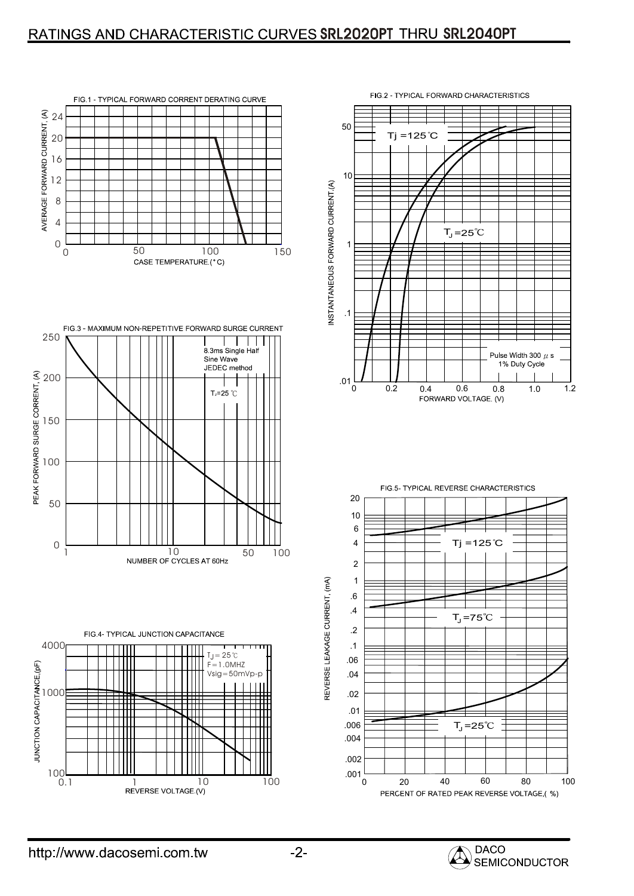# RATINGS AND CHARACTERISTIC CURVES SRL2020PT THRU SRL2040PT

FIG.1 - TYPICAL FORWARD CURRENT DERATING CURVE

AVERAGE FORWARD CURRENT, (A)

24
20
16
12
8
4
0

0 50 100 150

CASE TEMPERATURE.(°C)

FIG.2 - TYPICAL FORWARD CHARACTERISTICS

INSTANTANEOUS FORWARD CURRENT,(A)

50
10
1
.1
.01

Tj =125°C

$T_J$=25°C

Pulse Width 300 μ s
1% Duty Cycle

0 0.2 0.4 0.6 0.8 1.0 1.2

FORWARD VOLTAGE. (V)

FIG.3 - MAXIMUM NON-REPETITIVE FORWARD SURGE CURRENT

PEAK FORWARD SURGE CORRENT, (A)

250
200
150
100
50
0

8.3ms Single Half
Sine Wave
JEDEC method

$T_J$=25 ℃

1 10 50 100

NUMBER OF CYCLES AT 60Hz

FIG.4- TYPICAL JUNCTION CAPACITANCE

JUNCTION CAPACITANCE,(pF)

4000
1000
100

$T_J$= 25 ℃
F=1.0MHZ
Vsig=50mVp-p

0.1 1 10 100

REVERSE VOLTAGE.(V)

FIG.5- TYPICAL REVERSE CHARACTERISTICS

REVERSE LEAKAGE CURRENT, (mA)

20
10
6
4
2
1
.6
.4
.2
.1
.06
.04
.02
.01
.006
.004
.002
.001

Tj =125°C

$T_J$=75℃

$T_J$=25℃

0 20 40 60 80 100

PERCENT OF RATED PEAK REVERSE VOLTAGE,( %)

http://www.dacosemi.com.tw

DACO SEMICONDUCTOR